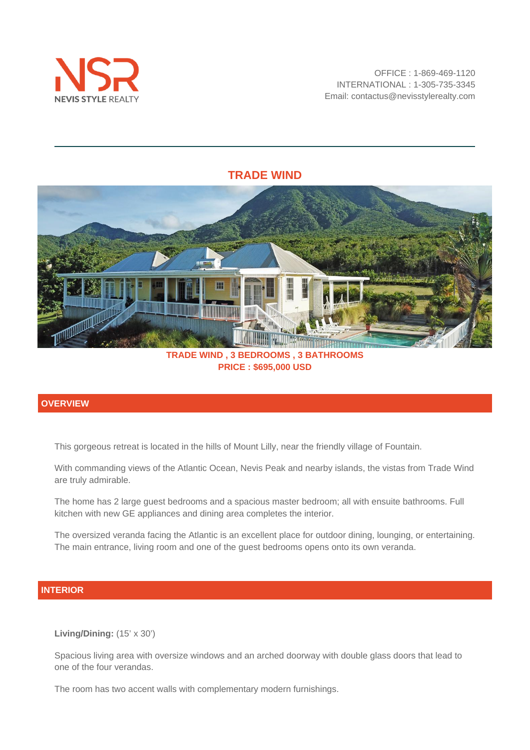NSR
NEVIS STYLE REALTY

OFFICE : 1-869-469-1120
INTERNATIONAL : 1-305-735-3345
Email: contactus@nevisstylerealty.com

# TRADE WIND

**TRADE WIND , 3 BEDROOMS , 3 BATHROOMS**
**PRICE : $695,000 USD**

## OVERVIEW

This gorgeous retreat is located in the hills of Mount Lilly, near the friendly village of Fountain.

With commanding views of the Atlantic Ocean, Nevis Peak and nearby islands, the vistas from Trade Wind are truly admirable.

The home has 2 large guest bedrooms and a spacious master bedroom; all with ensuite bathrooms. Full kitchen with new GE appliances and dining area completes the interior.

The oversized veranda facing the Atlantic is an excellent place for outdoor dining, lounging, or entertaining. The main entrance, living room and one of the guest bedrooms opens onto its own veranda.

## INTERIOR

**Living/Dining:** (15' x 30')

Spacious living area with oversize windows and an arched doorway with double glass doors that lead to one of the four verandas.

The room has two accent walls with complementary modern furnishings.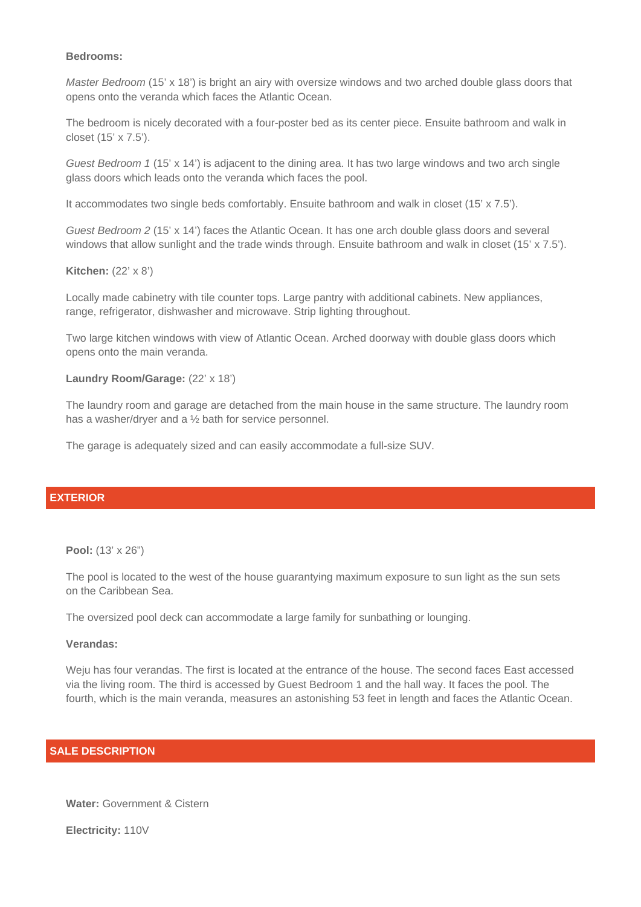**Bedrooms:**

*Master Bedroom* (15' x 18') is bright an airy with oversize windows and two arched double glass doors that opens onto the veranda which faces the Atlantic Ocean.

The bedroom is nicely decorated with a four-poster bed as its center piece. Ensuite bathroom and walk in closet (15' x 7.5').

*Guest Bedroom 1* (15' x 14') is adjacent to the dining area. It has two large windows and two arch single glass doors which leads onto the veranda which faces the pool.

It accommodates two single beds comfortably. Ensuite bathroom and walk in closet (15' x 7.5').

*Guest Bedroom 2* (15' x 14') faces the Atlantic Ocean. It has one arch double glass doors and several windows that allow sunlight and the trade winds through. Ensuite bathroom and walk in closet (15' x 7.5').

**Kitchen:** (22' x 8')

Locally made cabinetry with tile counter tops. Large pantry with additional cabinets. New appliances, range, refrigerator, dishwasher and microwave. Strip lighting throughout.

Two large kitchen windows with view of Atlantic Ocean. Arched doorway with double glass doors which opens onto the main veranda.

**Laundry Room/Garage:** (22' x 18')

The laundry room and garage are detached from the main house in the same structure. The laundry room has a washer/dryer and a ½ bath for service personnel.

The garage is adequately sized and can easily accommodate a full-size SUV.

## EXTERIOR

**Pool:** (13' x 26")

The pool is located to the west of the house guarantying maximum exposure to sun light as the sun sets on the Caribbean Sea.

The oversized pool deck can accommodate a large family for sunbathing or lounging.

**Verandas:**

Weju has four verandas. The first is located at the entrance of the house. The second faces East accessed via the living room. The third is accessed by Guest Bedroom 1 and the hall way. It faces the pool. The fourth, which is the main veranda, measures an astonishing 53 feet in length and faces the Atlantic Ocean.

## SALE DESCRIPTION

**Water:** Government & Cistern

**Electricity:** 110V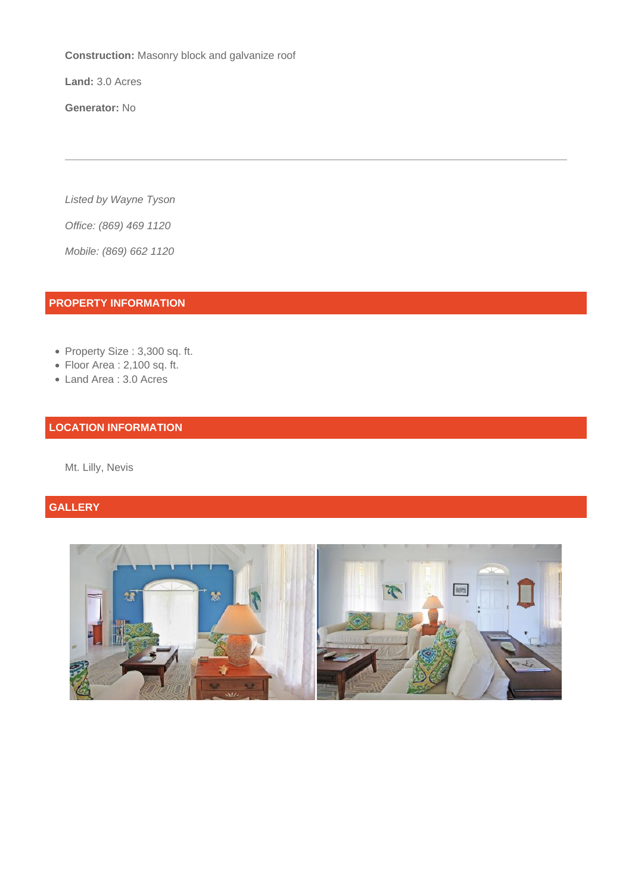**Construction:** Masonry block and galvanize roof

**Land:** 3.0 Acres

**Generator:** No

---

*Listed by Wayne Tyson*

*Office: (869) 469 1120*

*Mobile: (869) 662 1120*

## PROPERTY INFORMATION

- Property Size : 3,300 sq. ft.
- Floor Area : 2,100 sq. ft.
- Land Area : 3.0 Acres

## LOCATION INFORMATION

Mt. Lilly, Nevis

## GALLERY